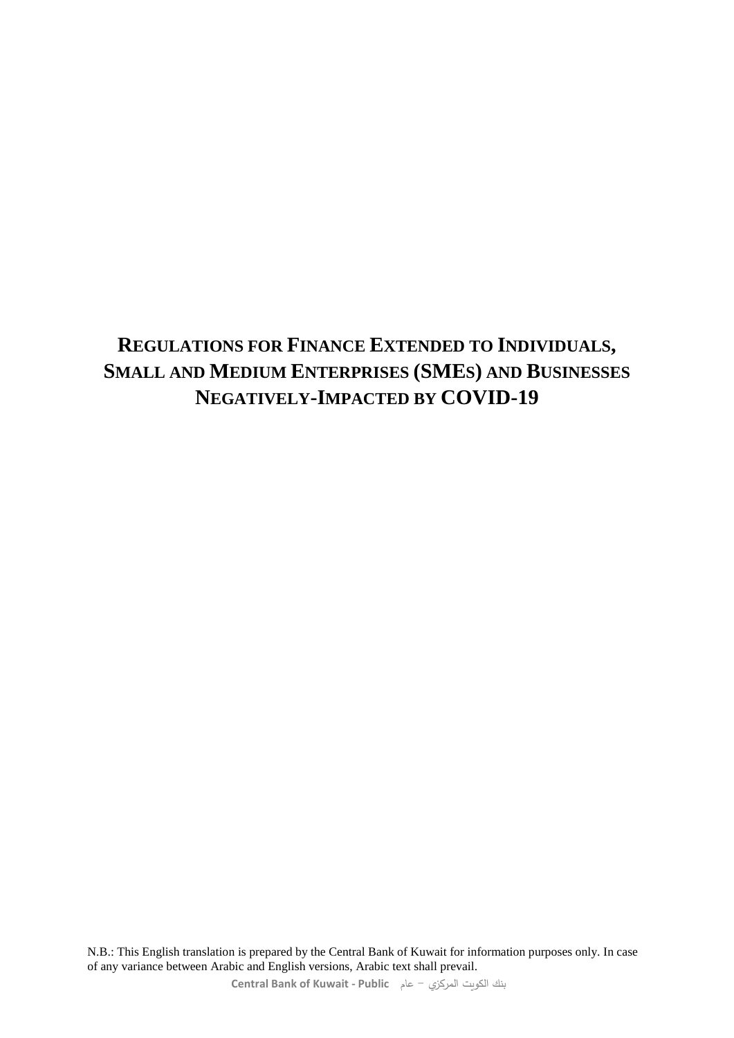# REGULATIONS FOR FINANCE EXTENDED TO INDIVIDUALS, SMALL AND MEDIUM ENTERPRISES (SMES) AND BUSINESSES NEGATIVELY-IMPACTED BY COVID-19

N.B.: This English translation is prepared by the Central Bank of Kuwait for information purposes only. In case of any variance between Arabic and English versions, Arabic text shall prevail.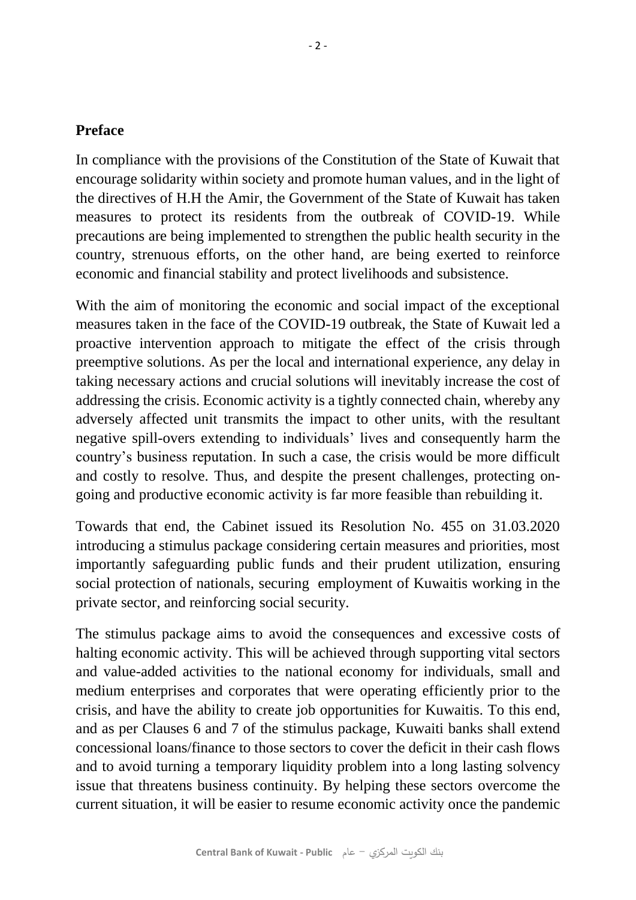## Preface

In compliance with the provisions of the Constitution of the State of Kuwait that encourage solidarity within society and promote human values, and in the light of the directives of H.H the Amir, the Government of the State of Kuwait has taken measures to protect its residents from the outbreak of COVID-19. While precautions are being implemented to strengthen the public health security in the country, strenuous efforts, on the other hand, are being exerted to reinforce economic and financial stability and protect livelihoods and subsistence.

With the aim of monitoring the economic and social impact of the exceptional measures taken in the face of the COVID-19 outbreak, the State of Kuwait led a proactive intervention approach to mitigate the effect of the crisis through preemptive solutions. As per the local and international experience, any delay in taking necessary actions and crucial solutions will inevitably increase the cost of addressing the crisis. Economic activity is a tightly connected chain, whereby any adversely affected unit transmits the impact to other units, with the resultant negative spill-overs extending to individuals' lives and consequently harm the country's business reputation. In such a case, the crisis would be more difficult and costly to resolve. Thus, and despite the present challenges, protecting on-going and productive economic activity is far more feasible than rebuilding it.

Towards that end, the Cabinet issued its Resolution No. 455 on 31.03.2020 introducing a stimulus package considering certain measures and priorities, most importantly safeguarding public funds and their prudent utilization, ensuring social protection of nationals, securing employment of Kuwaitis working in the private sector, and reinforcing social security.

The stimulus package aims to avoid the consequences and excessive costs of halting economic activity. This will be achieved through supporting vital sectors and value-added activities to the national economy for individuals, small and medium enterprises and corporates that were operating efficiently prior to the crisis, and have the ability to create job opportunities for Kuwaitis. To this end, and as per Clauses 6 and 7 of the stimulus package, Kuwaiti banks shall extend concessional loans/finance to those sectors to cover the deficit in their cash flows and to avoid turning a temporary liquidity problem into a long lasting solvency issue that threatens business continuity. By helping these sectors overcome the current situation, it will be easier to resume economic activity once the pandemic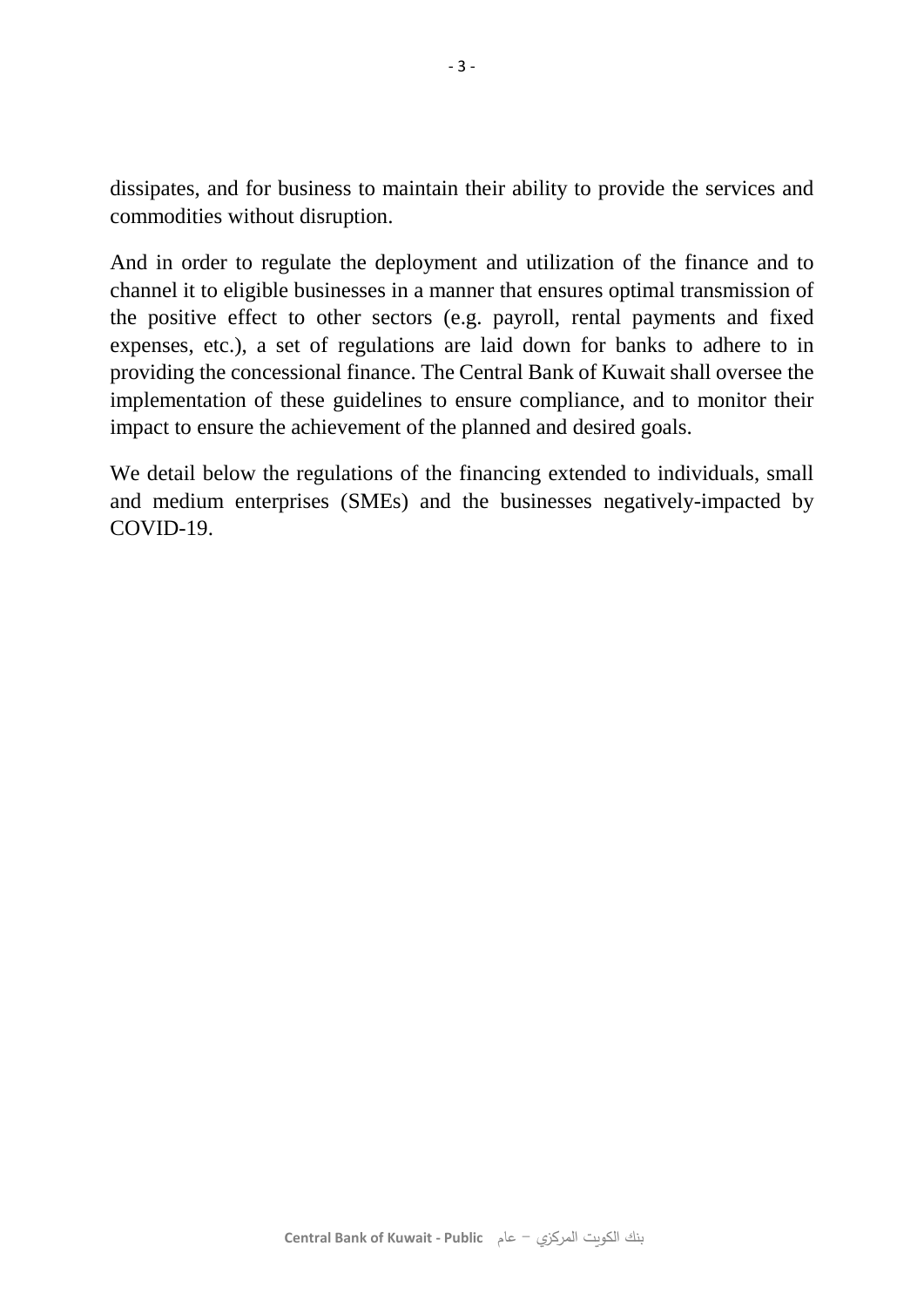dissipates, and for business to maintain their ability to provide the services and commodities without disruption.

And in order to regulate the deployment and utilization of the finance and to channel it to eligible businesses in a manner that ensures optimal transmission of the positive effect to other sectors (e.g. payroll, rental payments and fixed expenses, etc.), a set of regulations are laid down for banks to adhere to in providing the concessional finance. The Central Bank of Kuwait shall oversee the implementation of these guidelines to ensure compliance, and to monitor their impact to ensure the achievement of the planned and desired goals.

We detail below the regulations of the financing extended to individuals, small and medium enterprises (SMEs) and the businesses negatively-impacted by COVID-19.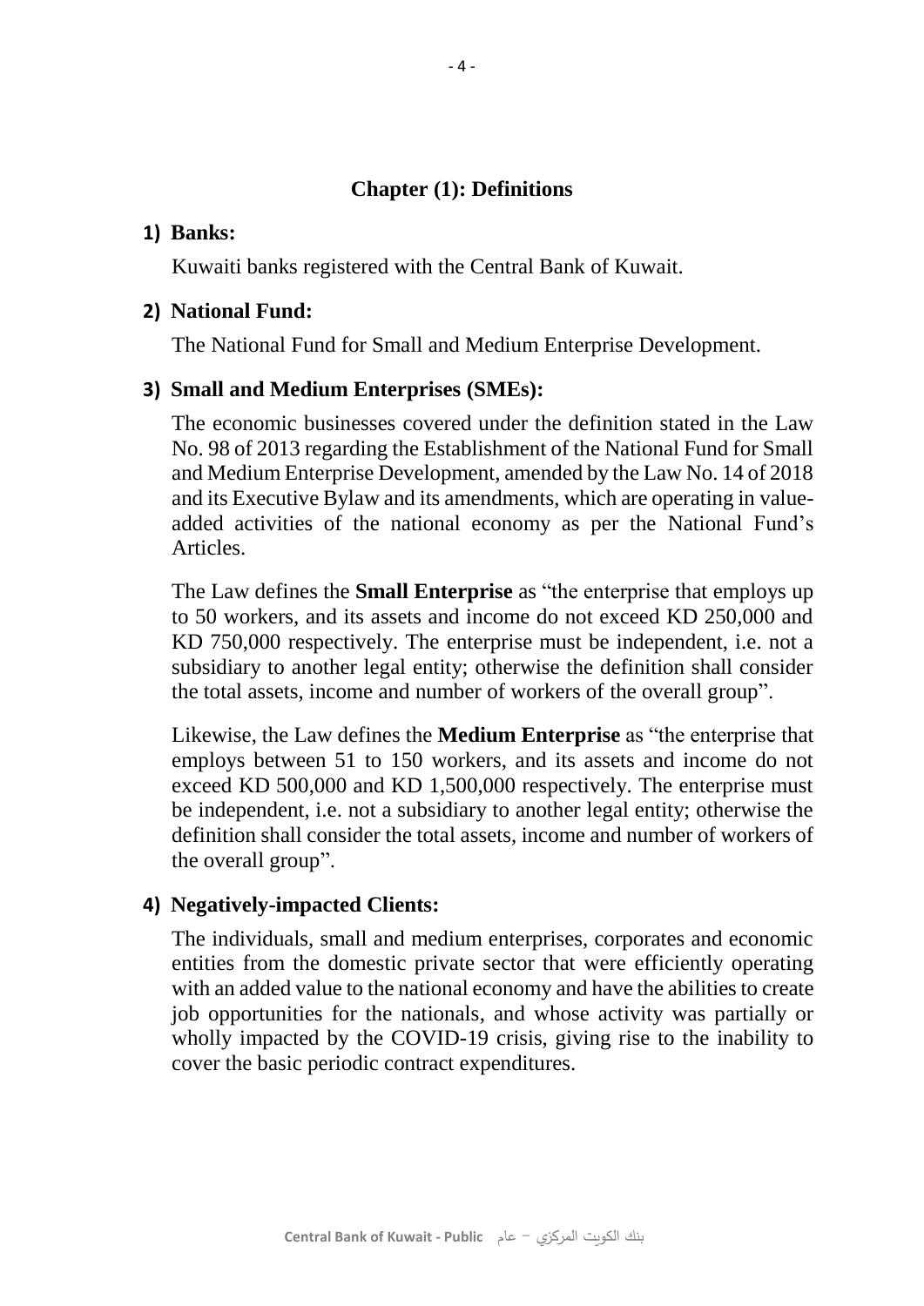## Chapter (1): Definitions

**1) Banks:**

Kuwaiti banks registered with the Central Bank of Kuwait.

**2) National Fund:**

The National Fund for Small and Medium Enterprise Development.

**3) Small and Medium Enterprises (SMEs):**

The economic businesses covered under the definition stated in the Law No. 98 of 2013 regarding the Establishment of the National Fund for Small and Medium Enterprise Development, amended by the Law No. 14 of 2018 and its Executive Bylaw and its amendments, which are operating in value-added activities of the national economy as per the National Fund's Articles.

The Law defines the **Small Enterprise** as "the enterprise that employs up to 50 workers, and its assets and income do not exceed KD 250,000 and KD 750,000 respectively. The enterprise must be independent, i.e. not a subsidiary to another legal entity; otherwise the definition shall consider the total assets, income and number of workers of the overall group".

Likewise, the Law defines the **Medium Enterprise** as "the enterprise that employs between 51 to 150 workers, and its assets and income do not exceed KD 500,000 and KD 1,500,000 respectively. The enterprise must be independent, i.e. not a subsidiary to another legal entity; otherwise the definition shall consider the total assets, income and number of workers of the overall group".

**4) Negatively-impacted Clients:**

The individuals, small and medium enterprises, corporates and economic entities from the domestic private sector that were efficiently operating with an added value to the national economy and have the abilities to create job opportunities for the nationals, and whose activity was partially or wholly impacted by the COVID-19 crisis, giving rise to the inability to cover the basic periodic contract expenditures.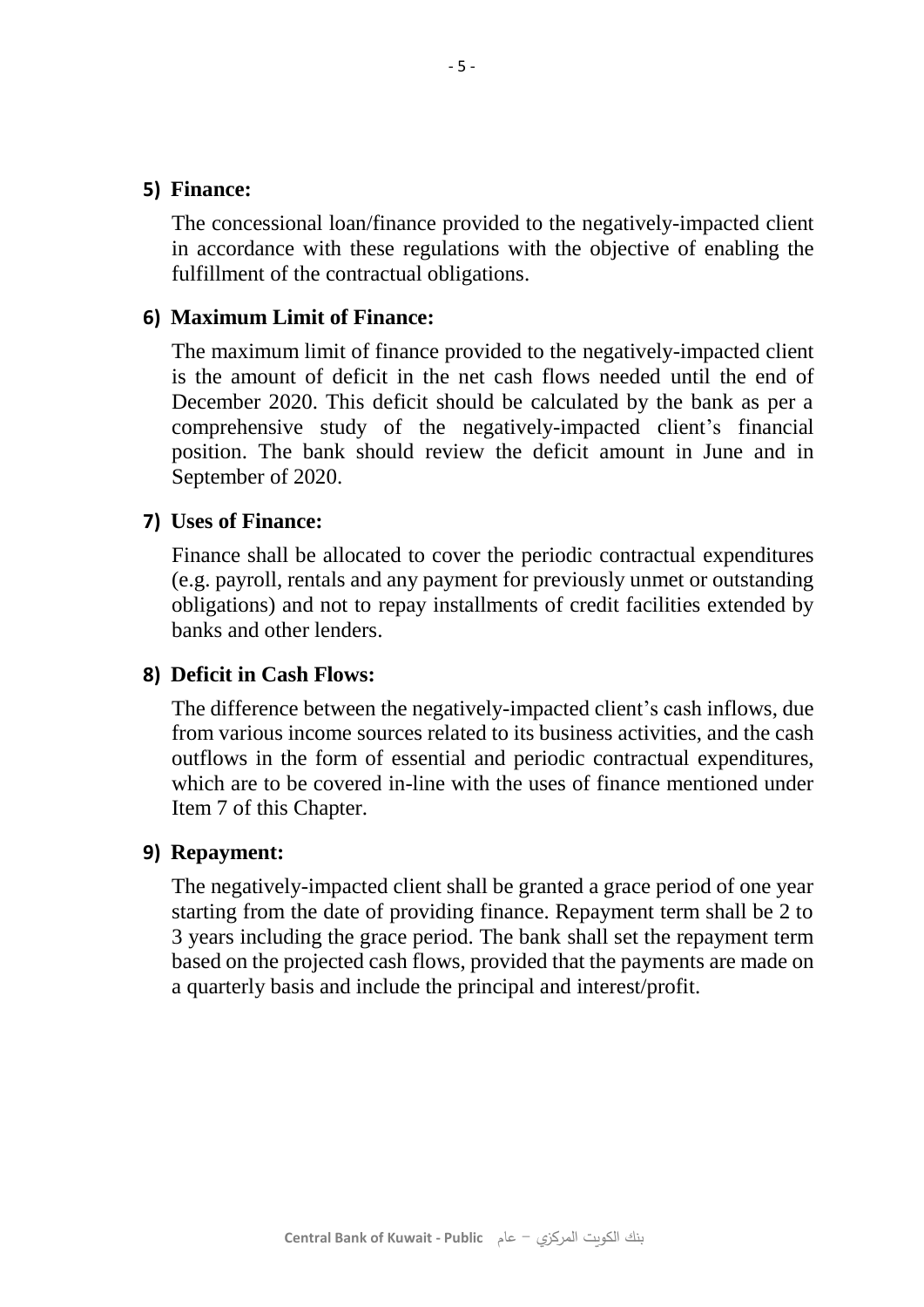### 5) Finance:

The concessional loan/finance provided to the negatively-impacted client in accordance with these regulations with the objective of enabling the fulfillment of the contractual obligations.

### 6) Maximum Limit of Finance:

The maximum limit of finance provided to the negatively-impacted client is the amount of deficit in the net cash flows needed until the end of December 2020. This deficit should be calculated by the bank as per a comprehensive study of the negatively-impacted client's financial position. The bank should review the deficit amount in June and in September of 2020.

### 7) Uses of Finance:

Finance shall be allocated to cover the periodic contractual expenditures (e.g. payroll, rentals and any payment for previously unmet or outstanding obligations) and not to repay installments of credit facilities extended by banks and other lenders.

### 8) Deficit in Cash Flows:

The difference between the negatively-impacted client's cash inflows, due from various income sources related to its business activities, and the cash outflows in the form of essential and periodic contractual expenditures, which are to be covered in-line with the uses of finance mentioned under Item 7 of this Chapter.

### 9) Repayment:

The negatively-impacted client shall be granted a grace period of one year starting from the date of providing finance. Repayment term shall be 2 to 3 years including the grace period. The bank shall set the repayment term based on the projected cash flows, provided that the payments are made on a quarterly basis and include the principal and interest/profit.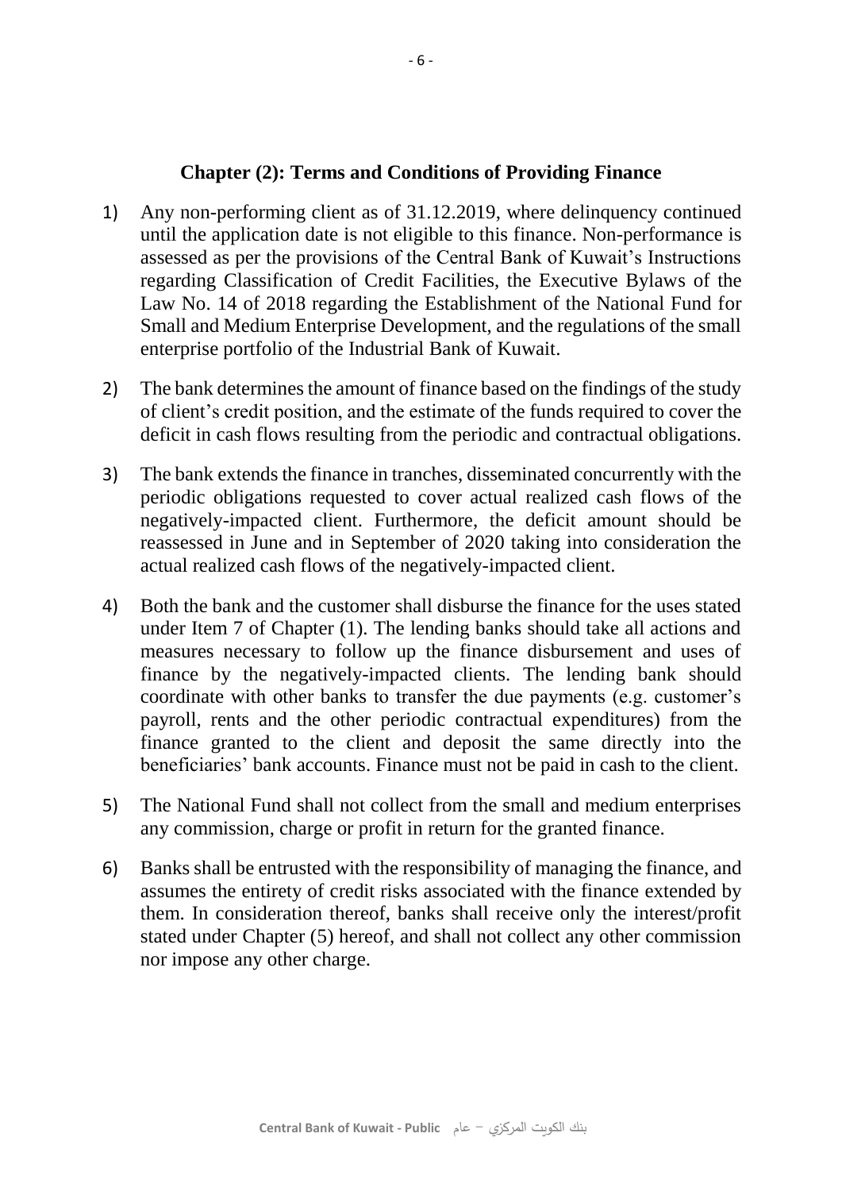## Chapter (2): Terms and Conditions of Providing Finance

1) Any non-performing client as of 31.12.2019, where delinquency continued until the application date is not eligible to this finance. Non-performance is assessed as per the provisions of the Central Bank of Kuwait's Instructions regarding Classification of Credit Facilities, the Executive Bylaws of the Law No. 14 of 2018 regarding the Establishment of the National Fund for Small and Medium Enterprise Development, and the regulations of the small enterprise portfolio of the Industrial Bank of Kuwait.

2) The bank determines the amount of finance based on the findings of the study of client's credit position, and the estimate of the funds required to cover the deficit in cash flows resulting from the periodic and contractual obligations.

3) The bank extends the finance in tranches, disseminated concurrently with the periodic obligations requested to cover actual realized cash flows of the negatively-impacted client. Furthermore, the deficit amount should be reassessed in June and in September of 2020 taking into consideration the actual realized cash flows of the negatively-impacted client.

4) Both the bank and the customer shall disburse the finance for the uses stated under Item 7 of Chapter (1). The lending banks should take all actions and measures necessary to follow up the finance disbursement and uses of finance by the negatively-impacted clients. The lending bank should coordinate with other banks to transfer the due payments (e.g. customer's payroll, rents and the other periodic contractual expenditures) from the finance granted to the client and deposit the same directly into the beneficiaries' bank accounts. Finance must not be paid in cash to the client.

5) The National Fund shall not collect from the small and medium enterprises any commission, charge or profit in return for the granted finance.

6) Banks shall be entrusted with the responsibility of managing the finance, and assumes the entirety of credit risks associated with the finance extended by them. In consideration thereof, banks shall receive only the interest/profit stated under Chapter (5) hereof, and shall not collect any other commission nor impose any other charge.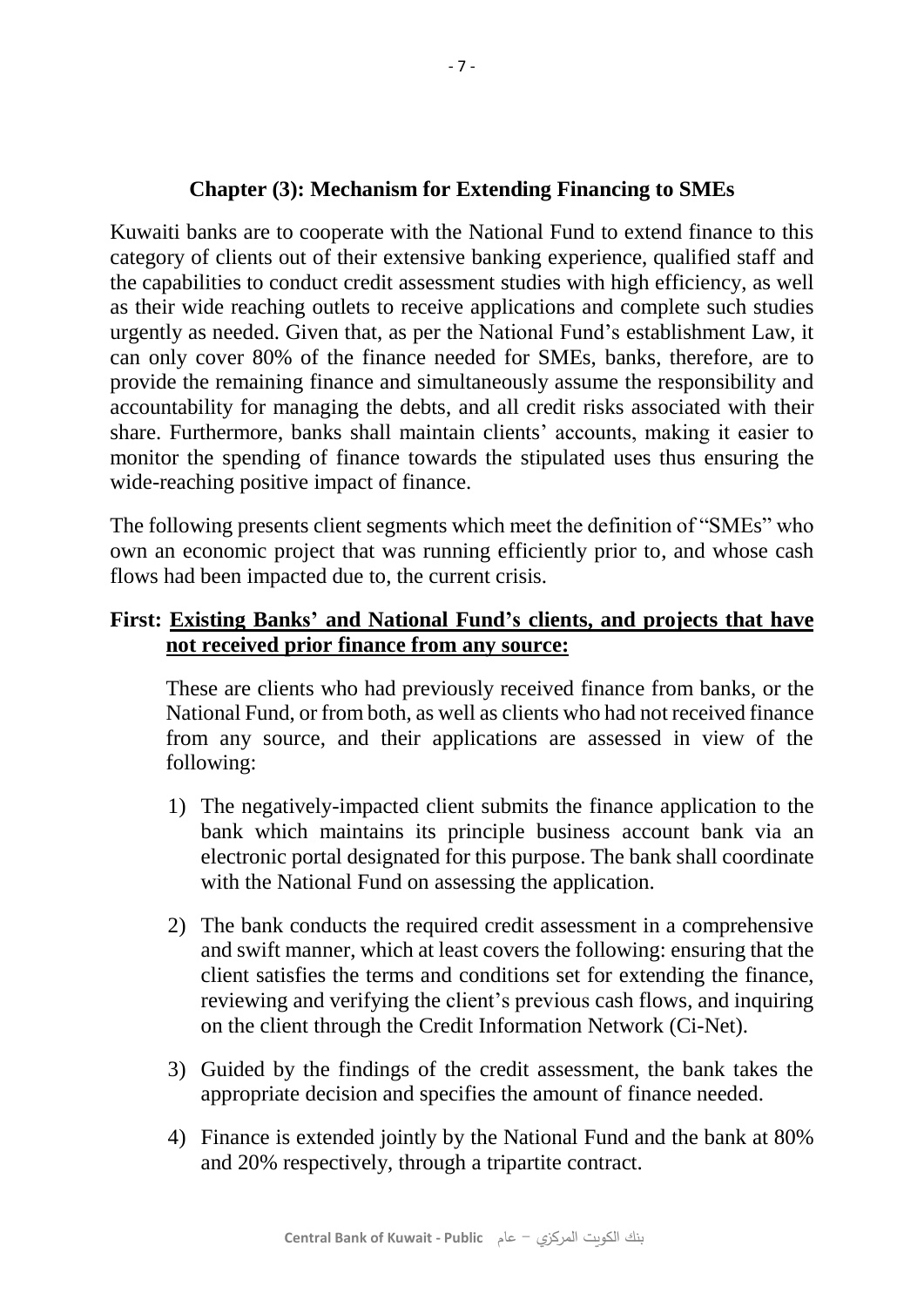## Chapter (3): Mechanism for Extending Financing to SMEs

Kuwaiti banks are to cooperate with the National Fund to extend finance to this category of clients out of their extensive banking experience, qualified staff and the capabilities to conduct credit assessment studies with high efficiency, as well as their wide reaching outlets to receive applications and complete such studies urgently as needed. Given that, as per the National Fund's establishment Law, it can only cover 80% of the finance needed for SMEs, banks, therefore, are to provide the remaining finance and simultaneously assume the responsibility and accountability for managing the debts, and all credit risks associated with their share. Furthermore, banks shall maintain clients' accounts, making it easier to monitor the spending of finance towards the stipulated uses thus ensuring the wide-reaching positive impact of finance.

The following presents client segments which meet the definition of "SMEs" who own an economic project that was running efficiently prior to, and whose cash flows had been impacted due to, the current crisis.

### First: Existing Banks' and National Fund's clients, and projects that have not received prior finance from any source:

These are clients who had previously received finance from banks, or the National Fund, or from both, as well as clients who had not received finance from any source, and their applications are assessed in view of the following:

1) The negatively-impacted client submits the finance application to the bank which maintains its principle business account bank via an electronic portal designated for this purpose. The bank shall coordinate with the National Fund on assessing the application.

2) The bank conducts the required credit assessment in a comprehensive and swift manner, which at least covers the following: ensuring that the client satisfies the terms and conditions set for extending the finance, reviewing and verifying the client's previous cash flows, and inquiring on the client through the Credit Information Network (Ci-Net).

3) Guided by the findings of the credit assessment, the bank takes the appropriate decision and specifies the amount of finance needed.

4) Finance is extended jointly by the National Fund and the bank at 80% and 20% respectively, through a tripartite contract.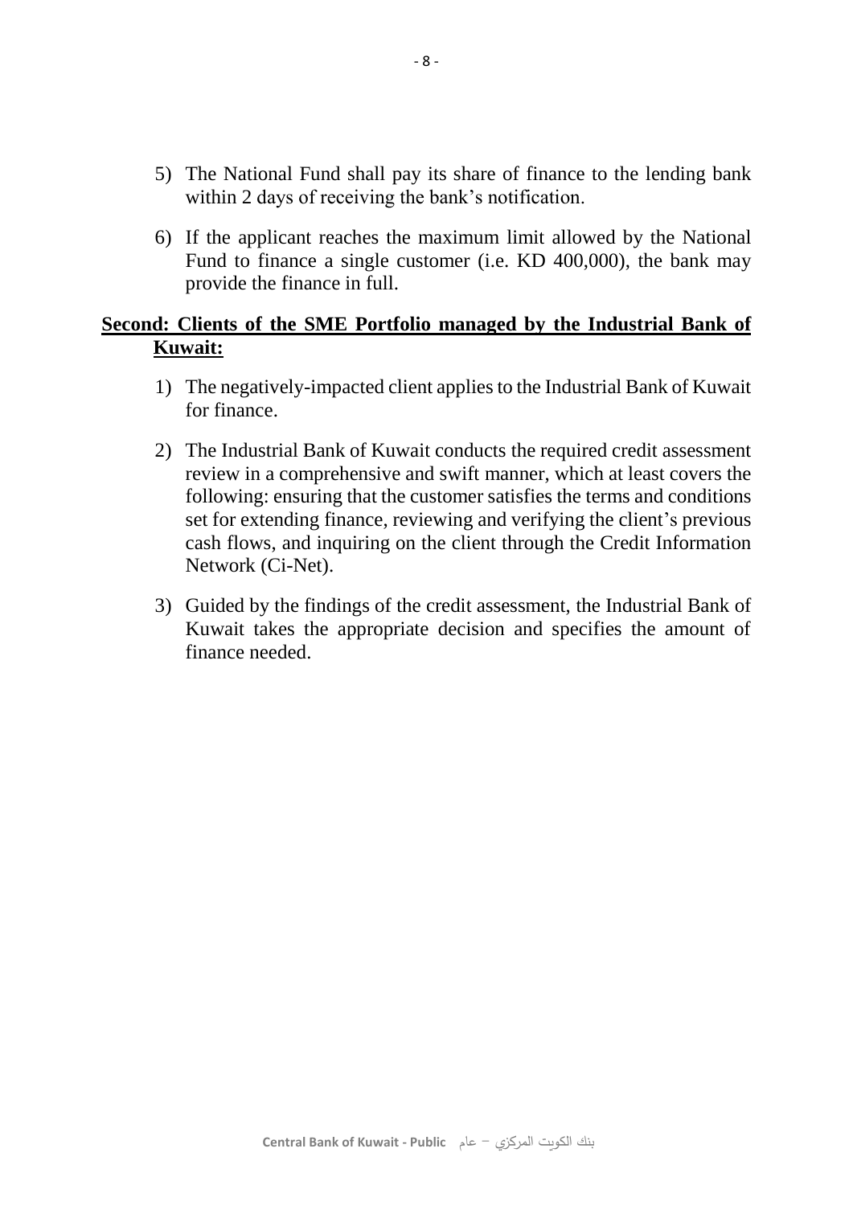5) The National Fund shall pay its share of finance to the lending bank within 2 days of receiving the bank's notification.

6) If the applicant reaches the maximum limit allowed by the National Fund to finance a single customer (i.e. KD 400,000), the bank may provide the finance in full.

**Second: Clients of the SME Portfolio managed by the Industrial Bank of Kuwait:**

1) The negatively-impacted client applies to the Industrial Bank of Kuwait for finance.

2) The Industrial Bank of Kuwait conducts the required credit assessment review in a comprehensive and swift manner, which at least covers the following: ensuring that the customer satisfies the terms and conditions set for extending finance, reviewing and verifying the client's previous cash flows, and inquiring on the client through the Credit Information Network (Ci-Net).

3) Guided by the findings of the credit assessment, the Industrial Bank of Kuwait takes the appropriate decision and specifies the amount of finance needed.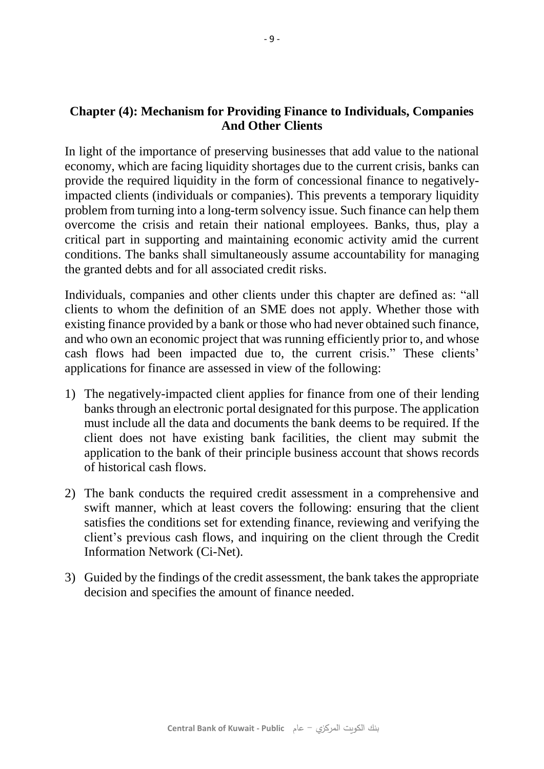## Chapter (4): Mechanism for Providing Finance to Individuals, Companies And Other Clients

In light of the importance of preserving businesses that add value to the national economy, which are facing liquidity shortages due to the current crisis, banks can provide the required liquidity in the form of concessional finance to negatively-impacted clients (individuals or companies). This prevents a temporary liquidity problem from turning into a long-term solvency issue. Such finance can help them overcome the crisis and retain their national employees. Banks, thus, play a critical part in supporting and maintaining economic activity amid the current conditions. The banks shall simultaneously assume accountability for managing the granted debts and for all associated credit risks.

Individuals, companies and other clients under this chapter are defined as: "all clients to whom the definition of an SME does not apply. Whether those with existing finance provided by a bank or those who had never obtained such finance, and who own an economic project that was running efficiently prior to, and whose cash flows had been impacted due to, the current crisis." These clients' applications for finance are assessed in view of the following:

1) The negatively-impacted client applies for finance from one of their lending banks through an electronic portal designated for this purpose. The application must include all the data and documents the bank deems to be required. If the client does not have existing bank facilities, the client may submit the application to the bank of their principle business account that shows records of historical cash flows.

2) The bank conducts the required credit assessment in a comprehensive and swift manner, which at least covers the following: ensuring that the client satisfies the conditions set for extending finance, reviewing and verifying the client's previous cash flows, and inquiring on the client through the Credit Information Network (Ci-Net).

3) Guided by the findings of the credit assessment, the bank takes the appropriate decision and specifies the amount of finance needed.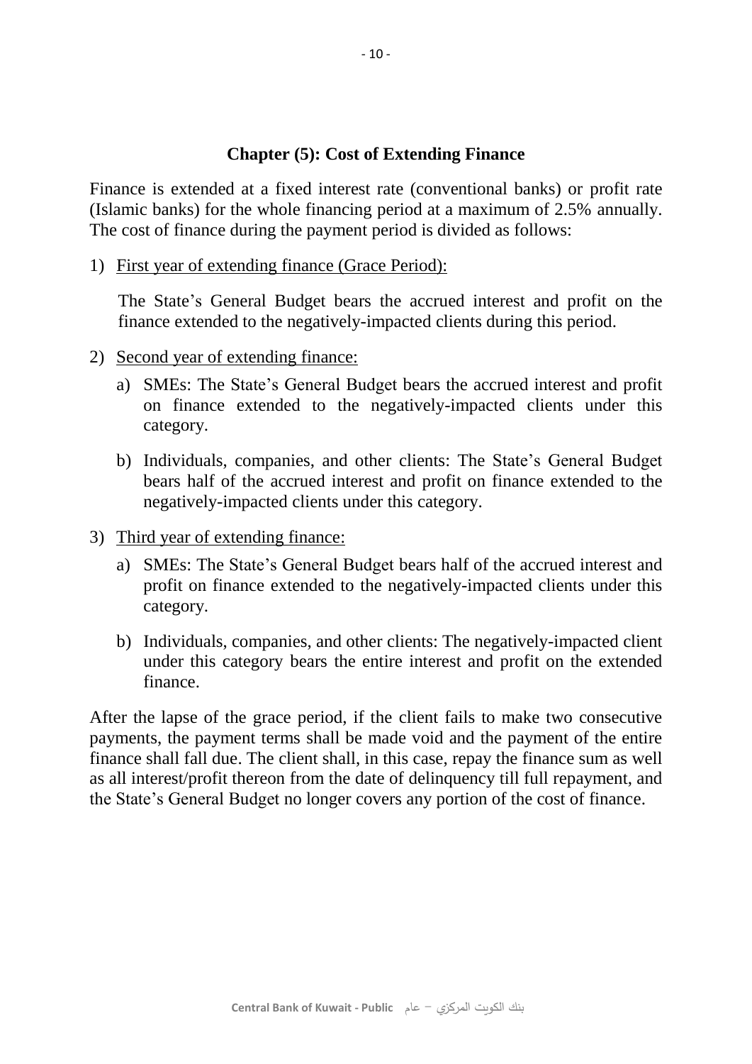## Chapter (5): Cost of Extending Finance

Finance is extended at a fixed interest rate (conventional banks) or profit rate (Islamic banks) for the whole financing period at a maximum of 2.5% annually. The cost of finance during the payment period is divided as follows:

1) <u>First year of extending finance (Grace Period):</u>

   The State's General Budget bears the accrued interest and profit on the finance extended to the negatively-impacted clients during this period.

2) <u>Second year of extending finance:</u>

   a) SMEs: The State's General Budget bears the accrued interest and profit on finance extended to the negatively-impacted clients under this category.

   b) Individuals, companies, and other clients: The State's General Budget bears half of the accrued interest and profit on finance extended to the negatively-impacted clients under this category.

3) <u>Third year of extending finance:</u>

   a) SMEs: The State's General Budget bears half of the accrued interest and profit on finance extended to the negatively-impacted clients under this category.

   b) Individuals, companies, and other clients: The negatively-impacted client under this category bears the entire interest and profit on the extended finance.

After the lapse of the grace period, if the client fails to make two consecutive payments, the payment terms shall be made void and the payment of the entire finance shall fall due. The client shall, in this case, repay the finance sum as well as all interest/profit thereon from the date of delinquency till full repayment, and the State's General Budget no longer covers any portion of the cost of finance.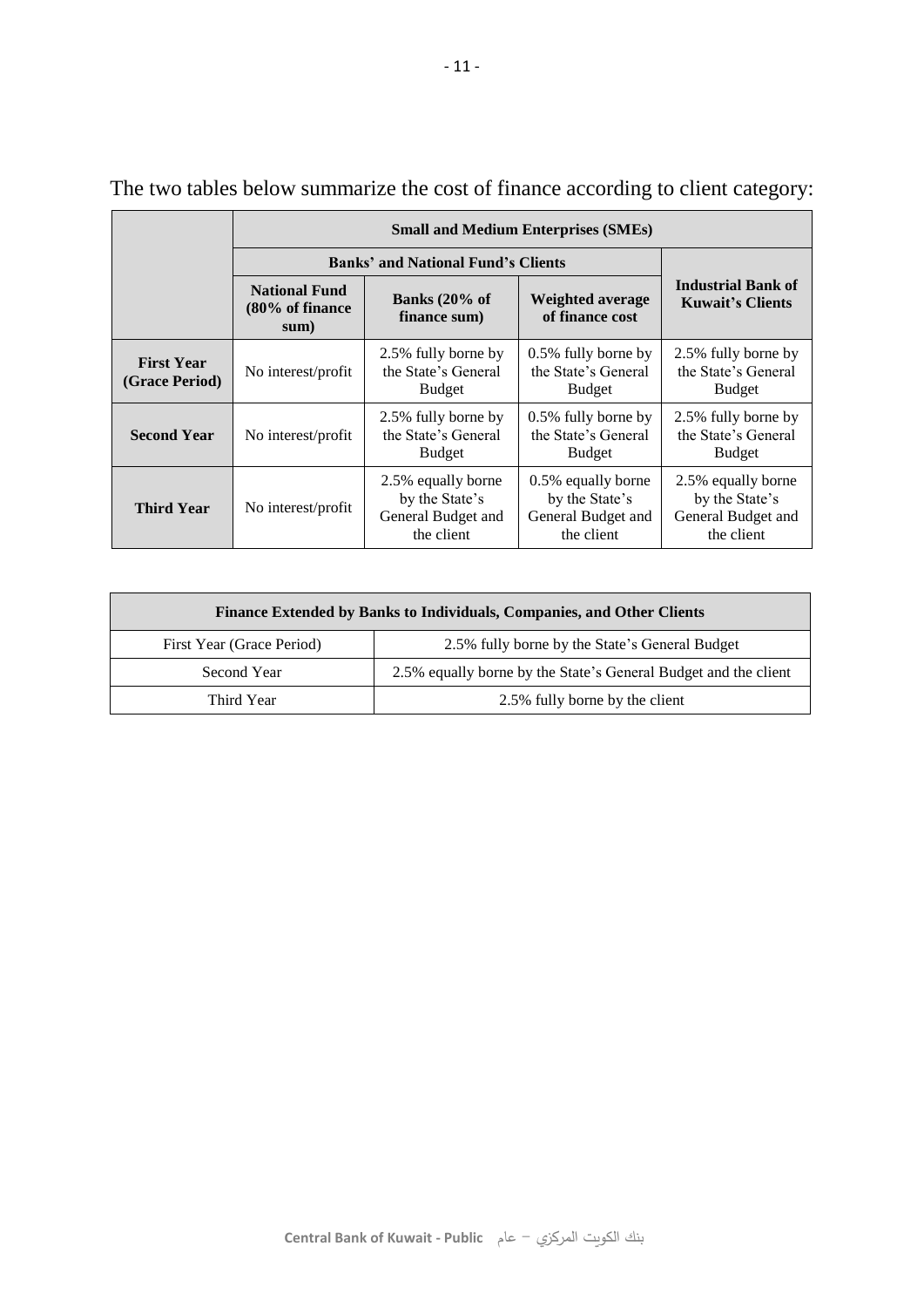The two tables below summarize the cost of finance according to client category:

| | **Small and Medium Enterprises (SMEs)** | | | |
|---|---|---|---|---|
| | **Banks' and National Fund's Clients** | | | **Industrial Bank of Kuwait's Clients** |
| | **National Fund (80% of finance sum)** | **Banks (20% of finance sum)** | **Weighted average of finance cost** | |
| **First Year (Grace Period)** | No interest/profit | 2.5% fully borne by the State's General Budget | 0.5% fully borne by the State's General Budget | 2.5% fully borne by the State's General Budget |
| **Second Year** | No interest/profit | 2.5% fully borne by the State's General Budget | 0.5% fully borne by the State's General Budget | 2.5% fully borne by the State's General Budget |
| **Third Year** | No interest/profit | 2.5% equally borne by the State's General Budget and the client | 0.5% equally borne by the State's General Budget and the client | 2.5% equally borne by the State's General Budget and the client |

| **Finance Extended by Banks to Individuals, Companies, and Other Clients** | |
|---|---|
| First Year (Grace Period) | 2.5% fully borne by the State's General Budget |
| Second Year | 2.5% equally borne by the State's General Budget and the client |
| Third Year | 2.5% fully borne by the client |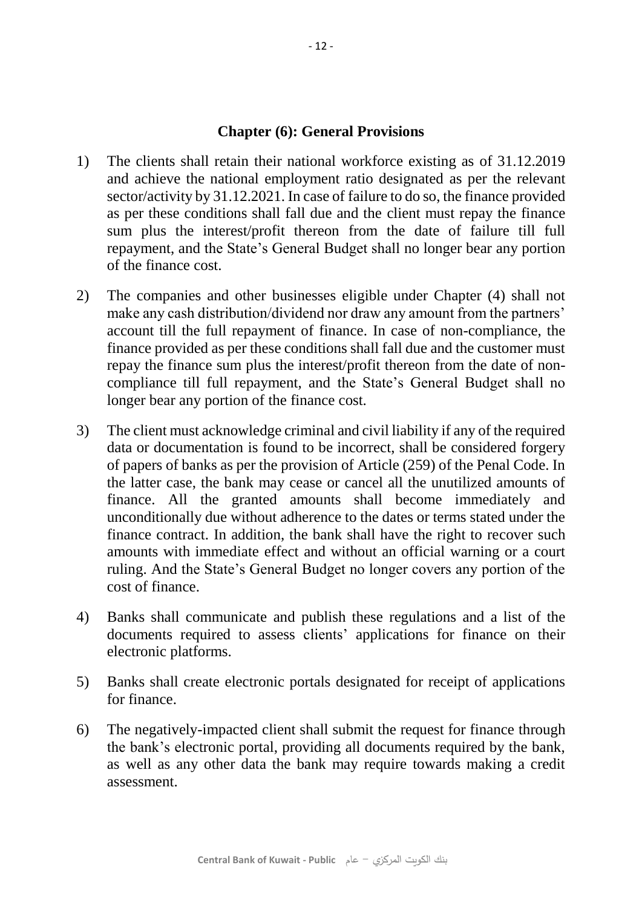## Chapter (6): General Provisions

1) The clients shall retain their national workforce existing as of 31.12.2019 and achieve the national employment ratio designated as per the relevant sector/activity by 31.12.2021. In case of failure to do so, the finance provided as per these conditions shall fall due and the client must repay the finance sum plus the interest/profit thereon from the date of failure till full repayment, and the State's General Budget shall no longer bear any portion of the finance cost.

2) The companies and other businesses eligible under Chapter (4) shall not make any cash distribution/dividend nor draw any amount from the partners' account till the full repayment of finance. In case of non-compliance, the finance provided as per these conditions shall fall due and the customer must repay the finance sum plus the interest/profit thereon from the date of non-compliance till full repayment, and the State's General Budget shall no longer bear any portion of the finance cost.

3) The client must acknowledge criminal and civil liability if any of the required data or documentation is found to be incorrect, shall be considered forgery of papers of banks as per the provision of Article (259) of the Penal Code. In the latter case, the bank may cease or cancel all the unutilized amounts of finance. All the granted amounts shall become immediately and unconditionally due without adherence to the dates or terms stated under the finance contract. In addition, the bank shall have the right to recover such amounts with immediate effect and without an official warning or a court ruling. And the State's General Budget no longer covers any portion of the cost of finance.

4) Banks shall communicate and publish these regulations and a list of the documents required to assess clients' applications for finance on their electronic platforms.

5) Banks shall create electronic portals designated for receipt of applications for finance.

6) The negatively-impacted client shall submit the request for finance through the bank's electronic portal, providing all documents required by the bank, as well as any other data the bank may require towards making a credit assessment.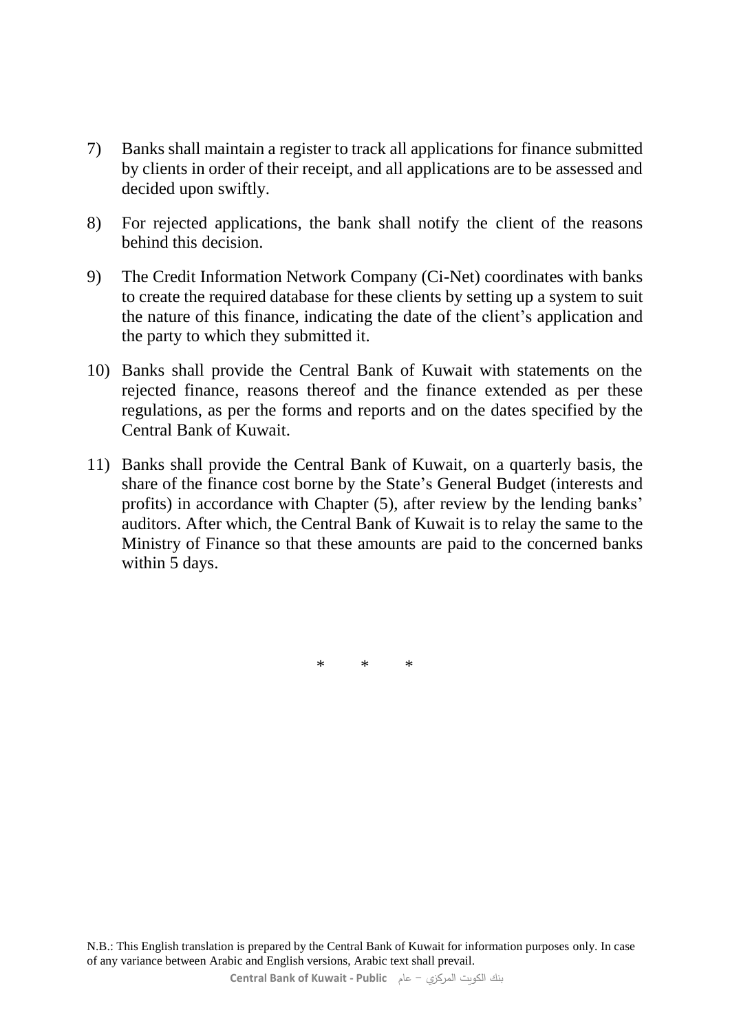7) Banks shall maintain a register to track all applications for finance submitted by clients in order of their receipt, and all applications are to be assessed and decided upon swiftly.

8) For rejected applications, the bank shall notify the client of the reasons behind this decision.

9) The Credit Information Network Company (Ci-Net) coordinates with banks to create the required database for these clients by setting up a system to suit the nature of this finance, indicating the date of the client's application and the party to which they submitted it.

10) Banks shall provide the Central Bank of Kuwait with statements on the rejected finance, reasons thereof and the finance extended as per these regulations, as per the forms and reports and on the dates specified by the Central Bank of Kuwait.

11) Banks shall provide the Central Bank of Kuwait, on a quarterly basis, the share of the finance cost borne by the State's General Budget (interests and profits) in accordance with Chapter (5), after review by the lending banks' auditors. After which, the Central Bank of Kuwait is to relay the same to the Ministry of Finance so that these amounts are paid to the concerned banks within 5 days.

\* \* \*

N.B.: This English translation is prepared by the Central Bank of Kuwait for information purposes only. In case of any variance between Arabic and English versions, Arabic text shall prevail.